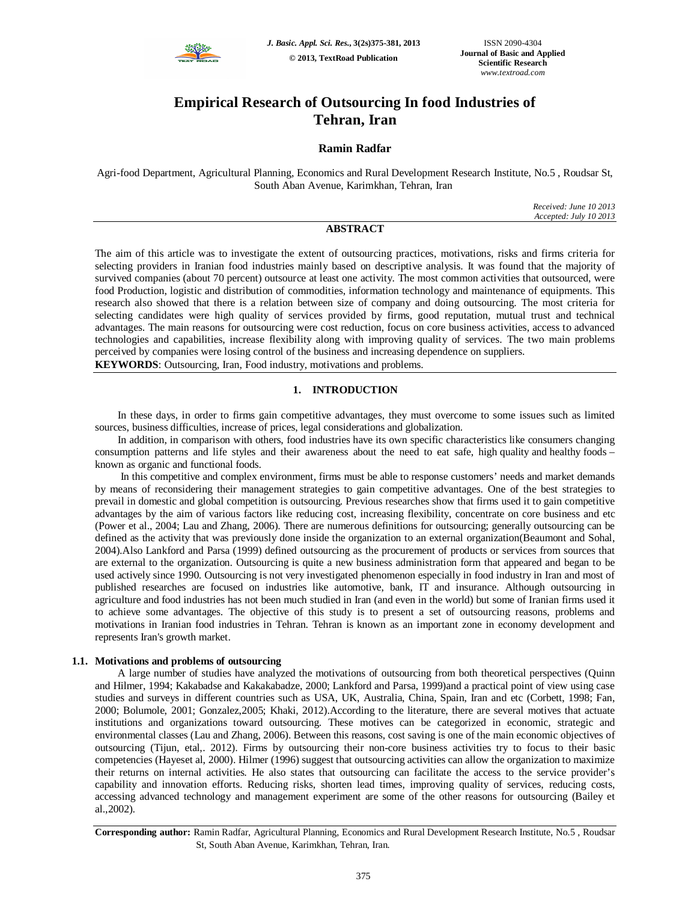# Empirical Research of Outsourcing In food Industries of Tehran, Iran

**Ramin Radfar**

Agri-food Department, Agricultural Planning, Economics and Rural Development Research Institute, No.5 , Roudsar St, South Aban Avenue, Karimkhan, Tehran, Iran

*Received: June 10 2013*
*Accepted: July 10 2013*

## ABSTRACT

The aim of this article was to investigate the extent of outsourcing practices, motivations, risks and firms criteria for selecting providers in Iranian food industries mainly based on descriptive analysis. It was found that the majority of survived companies (about 70 percent) outsource at least one activity. The most common activities that outsourced, were food Production, logistic and distribution of commodities, information technology and maintenance of equipments. This research also showed that there is a relation between size of company and doing outsourcing. The most criteria for selecting candidates were high quality of services provided by firms, good reputation, mutual trust and technical advantages. The main reasons for outsourcing were cost reduction, focus on core business activities, access to advanced technologies and capabilities, increase flexibility along with improving quality of services. The two main problems perceived by companies were losing control of the business and increasing dependence on suppliers.

**KEYWORDS**: Outsourcing, Iran, Food industry, motivations and problems.

## 1. INTRODUCTION

In these days, in order to firms gain competitive advantages, they must overcome to some issues such as limited sources, business difficulties, increase of prices, legal considerations and globalization.

In addition, in comparison with others, food industries have its own specific characteristics like consumers changing consumption patterns and life styles and their awareness about the need to eat safe, high quality and healthy foods – known as organic and functional foods.

In this competitive and complex environment, firms must be able to response customers' needs and market demands by means of reconsidering their management strategies to gain competitive advantages. One of the best strategies to prevail in domestic and global competition is outsourcing. Previous researches show that firms used it to gain competitive advantages by the aim of various factors like reducing cost, increasing flexibility, concentrate on core business and etc (Power et al., 2004; Lau and Zhang, 2006). There are numerous definitions for outsourcing; generally outsourcing can be defined as the activity that was previously done inside the organization to an external organization(Beaumont and Sohal, 2004).Also Lankford and Parsa (1999) defined outsourcing as the procurement of products or services from sources that are external to the organization. Outsourcing is quite a new business administration form that appeared and began to be used actively since 1990. Outsourcing is not very investigated phenomenon especially in food industry in Iran and most of published researches are focused on industries like automotive, bank, IT and insurance. Although outsourcing in agriculture and food industries has not been much studied in Iran (and even in the world) but some of Iranian firms used it to achieve some advantages. The objective of this study is to present a set of outsourcing reasons, problems and motivations in Iranian food industries in Tehran. Tehran is known as an important zone in economy development and represents Iran's growth market.

### 1.1. Motivations and problems of outsourcing

A large number of studies have analyzed the motivations of outsourcing from both theoretical perspectives (Quinn and Hilmer, 1994; Kakabadse and Kakakabadze, 2000; Lankford and Parsa, 1999)and a practical point of view using case studies and surveys in different countries such as USA, UK, Australia, China, Spain, Iran and etc (Corbett, 1998; Fan, 2000; Bolumole, 2001; Gonzalez,2005; Khaki, 2012).According to the literature, there are several motives that actuate institutions and organizations toward outsourcing. These motives can be categorized in economic, strategic and environmental classes (Lau and Zhang, 2006). Between this reasons, cost saving is one of the main economic objectives of outsourcing (Tijun, etal,. 2012). Firms by outsourcing their non-core business activities try to focus to their basic competencies (Hayeset al, 2000). Hilmer (1996) suggest that outsourcing activities can allow the organization to maximize their returns on internal activities. He also states that outsourcing can facilitate the access to the service provider's capability and innovation efforts. Reducing risks, shorten lead times, improving quality of services, reducing costs, accessing advanced technology and management experiment are some of the other reasons for outsourcing (Bailey et al.,2002).

**Corresponding author:** Ramin Radfar, Agricultural Planning, Economics and Rural Development Research Institute, No.5 , Roudsar St, South Aban Avenue, Karimkhan, Tehran, Iran.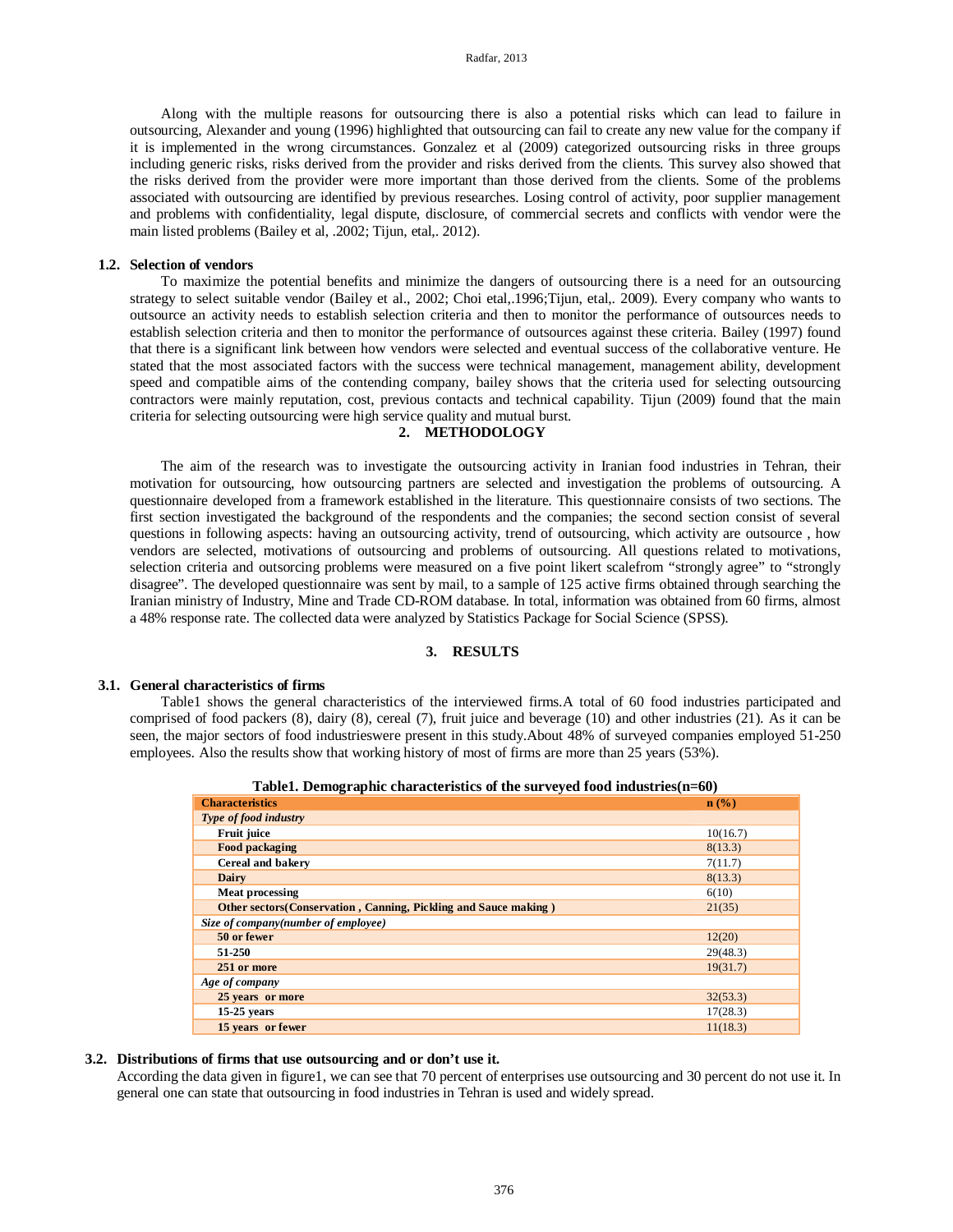Along with the multiple reasons for outsourcing there is also a potential risks which can lead to failure in outsourcing, Alexander and young (1996) highlighted that outsourcing can fail to create any new value for the company if it is implemented in the wrong circumstances. Gonzalez et al (2009) categorized outsourcing risks in three groups including generic risks, risks derived from the provider and risks derived from the clients. This survey also showed that the risks derived from the provider were more important than those derived from the clients. Some of the problems associated with outsourcing are identified by previous researches. Losing control of activity, poor supplier management and problems with confidentiality, legal dispute, disclosure, of commercial secrets and conflicts with vendor were the main listed problems (Bailey et al, .2002; Tijun, etal,. 2012).

### 1.2. Selection of vendors

To maximize the potential benefits and minimize the dangers of outsourcing there is a need for an outsourcing strategy to select suitable vendor (Bailey et al., 2002; Choi etal,.1996;Tijun, etal,. 2009). Every company who wants to outsource an activity needs to establish selection criteria and then to monitor the performance of outsources needs to establish selection criteria and then to monitor the performance of outsources against these criteria. Bailey (1997) found that there is a significant link between how vendors were selected and eventual success of the collaborative venture. He stated that the most associated factors with the success were technical management, management ability, development speed and compatible aims of the contending company, bailey shows that the criteria used for selecting outsourcing contractors were mainly reputation, cost, previous contacts and technical capability. Tijun (2009) found that the main criteria for selecting outsourcing were high service quality and mutual burst.

## 2. METHODOLOGY

The aim of the research was to investigate the outsourcing activity in Iranian food industries in Tehran, their motivation for outsourcing, how outsourcing partners are selected and investigation the problems of outsourcing. A questionnaire developed from a framework established in the literature. This questionnaire consists of two sections. The first section investigated the background of the respondents and the companies; the second section consist of several questions in following aspects: having an outsourcing activity, trend of outsourcing, which activity are outsource , how vendors are selected, motivations of outsourcing and problems of outsourcing. All questions related to motivations, selection criteria and outsorcing problems were measured on a five point likert scalefrom "strongly agree" to "strongly disagree". The developed questionnaire was sent by mail, to a sample of 125 active firms obtained through searching the Iranian ministry of Industry, Mine and Trade CD-ROM database. In total, information was obtained from 60 firms, almost a 48% response rate. The collected data were analyzed by Statistics Package for Social Science (SPSS).

## 3. RESULTS

### 3.1. General characteristics of firms

Table1 shows the general characteristics of the interviewed firms.A total of 60 food industries participated and comprised of food packers (8), dairy (8), cereal (7), fruit juice and beverage (10) and other industries (21). As it can be seen, the major sectors of food industrieswere present in this study.About 48% of surveyed companies employed 51-250 employees. Also the results show that working history of most of firms are more than 25 years (53%).

**Table1. Demographic characteristics of the surveyed food industries(n=60)**

| Characteristics | n (%) |
|---|---|
| *Type of food industry* | |
| **Fruit juice** | 10(16.7) |
| **Food packaging** | 8(13.3) |
| **Cereal and bakery** | 7(11.7) |
| **Dairy** | 8(13.3) |
| **Meat processing** | 6(10) |
| **Other sectors(Conservation , Canning, Pickling and Sauce making )** | 21(35) |
| *Size of company(number of employee)* | |
| **50 or fewer** | 12(20) |
| **51-250** | 29(48.3) |
| **251 or more** | 19(31.7) |
| *Age of company* | |
| **25 years or more** | 32(53.3) |
| **15-25 years** | 17(28.3) |
| **15 years or fewer** | 11(18.3) |

### 3.2. Distributions of firms that use outsourcing and or don't use it.

According the data given in figure1, we can see that 70 percent of enterprises use outsourcing and 30 percent do not use it. In general one can state that outsourcing in food industries in Tehran is used and widely spread.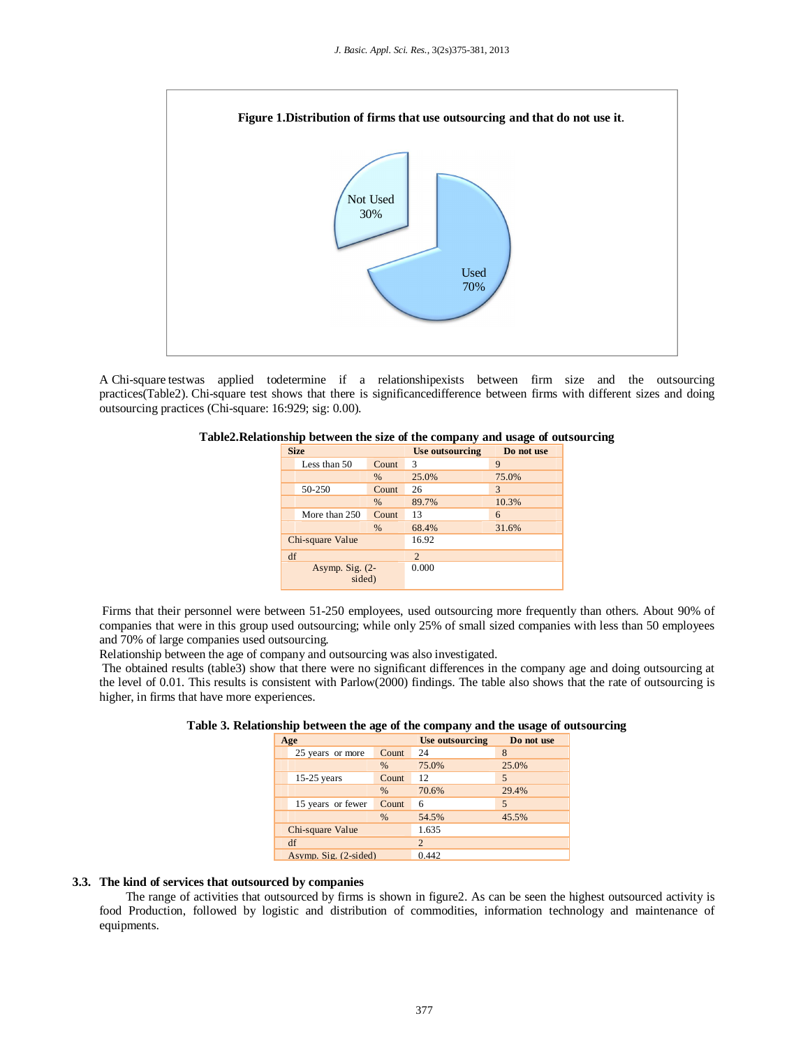**Figure 1.Distribution of firms that use outsourcing and that do not use it.**

A Chi-square testwas applied todetermine if a relationshipexists between firm size and the outsourcing practices(Table2). Chi-square test shows that there is significancedifference between firms with different sizes and doing outsourcing practices (Chi-square: 16:929; sig: 0.00).

**Table2.Relationship between the size of the company and usage of outsourcing**

| Size | | Use outsourcing | Do not use |
|---|---|---|---|
| Less than 50 | Count | 3 | 9 |
| | % | 25.0% | 75.0% |
| 50-250 | Count | 26 | 3 |
| | % | 89.7% | 10.3% |
| More than 250 | Count | 13 | 6 |
| | % | 68.4% | 31.6% |
| Chi-square Value | | 16.92 | |
| df | | 2 | |
| Asymp. Sig. (2-sided) | | 0.000 | |

Firms that their personnel were between 51-250 employees, used outsourcing more frequently than others. About 90% of companies that were in this group used outsourcing; while only 25% of small sized companies with less than 50 employees and 70% of large companies used outsourcing.

Relationship between the age of company and outsourcing was also investigated.

The obtained results (table3) show that there were no significant differences in the company age and doing outsourcing at the level of 0.01. This results is consistent with Parlow(2000) findings. The table also shows that the rate of outsourcing is higher, in firms that have more experiences.

**Table 3. Relationship between the age of the company and the usage of outsourcing**

| Age | | Use outsourcing | Do not use |
|---|---|---|---|
| 25 years or more | Count | 24 | 8 |
| | % | 75.0% | 25.0% |
| 15-25 years | Count | 12 | 5 |
| | % | 70.6% | 29.4% |
| 15 years or fewer | Count | 6 | 5 |
| | % | 54.5% | 45.5% |
| Chi-square Value | | 1.635 | |
| df | | 2 | |
| Asymp. Sig. (2-sided) | | 0.442 | |

### 3.3. The kind of services that outsourced by companies

The range of activities that outsourced by firms is shown in figure2. As can be seen the highest outsourced activity is food Production, followed by logistic and distribution of commodities, information technology and maintenance of equipments.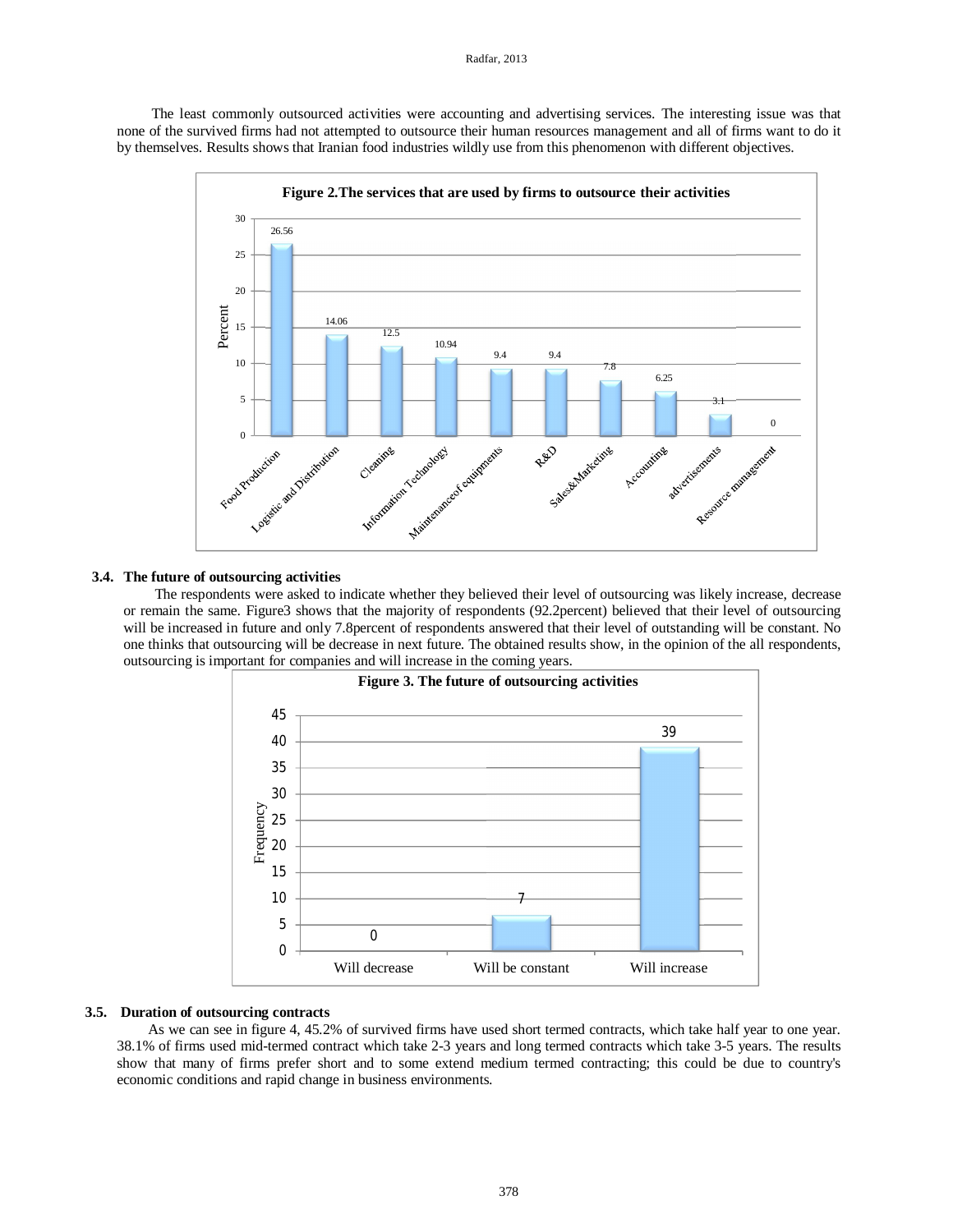The least commonly outsourced activities were accounting and advertising services. The interesting issue was that none of the survived firms had not attempted to outsource their human resources management and all of firms want to do it by themselves. Results shows that Iranian food industries wildly use from this phenomenon with different objectives.

**Figure 2.The services that are used by firms to outsource their activities**

| Service | Percent |
|---|---|
| Food Production | 26.56 |
| Logistic and Distribution | 14.06 |
| Cleaning | 12.5 |
| Information Technology | 10.94 |
| Maintenanceof equipments | 9.4 |
| R&D | 9.4 |
| Sales&Marketing | 7.8 |
| Accounting | 6.25 |
| advertisements | 3.1 |
| Resource management | 0 |

### 3.4. The future of outsourcing activities

The respondents were asked to indicate whether they believed their level of outsourcing was likely increase, decrease or remain the same. Figure3 shows that the majority of respondents (92.2percent) believed that their level of outsourcing will be increased in future and only 7.8percent of respondents answered that their level of outstanding will be constant. No one thinks that outsourcing will be decrease in next future. The obtained results show, in the opinion of the all respondents, outsourcing is important for companies and will increase in the coming years.

**Figure 3. The future of outsourcing activities**

| | Frequency |
|---|---|
| Will decrease | 0 |
| Will be constant | 7 |
| Will increase | 39 |

### 3.5. Duration of outsourcing contracts

As we can see in figure 4, 45.2% of survived firms have used short termed contracts, which take half year to one year. 38.1% of firms used mid-termed contract which take 2-3 years and long termed contracts which take 3-5 years. The results show that many of firms prefer short and to some extend medium termed contracting; this could be due to country's economic conditions and rapid change in business environments.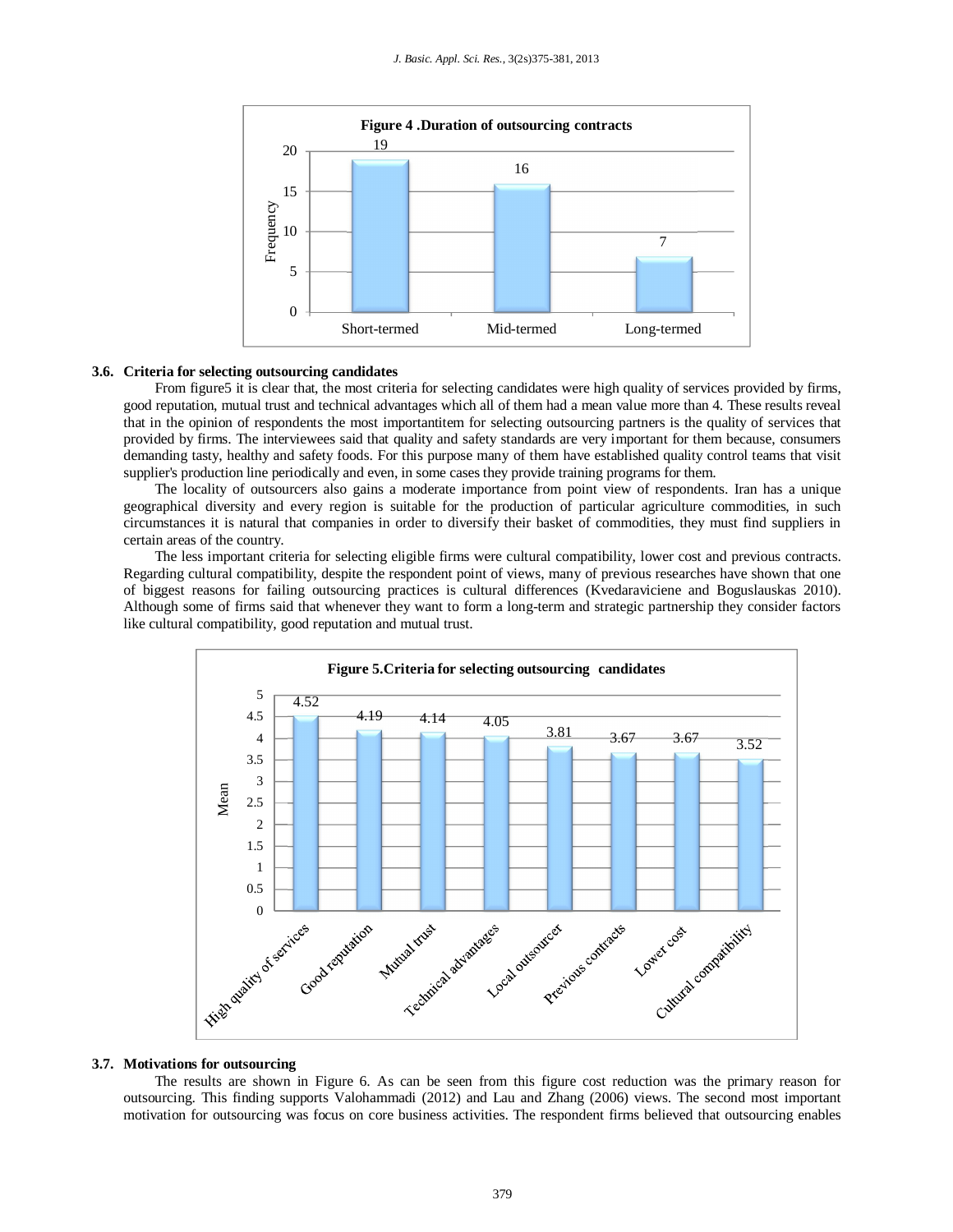**Figure 4 .Duration of outsourcing contracts**

| Duration | Frequency |
|---|---|
| Short-termed | 19 |
| Mid-termed | 16 |
| Long-termed | 7 |

### 3.6. Criteria for selecting outsourcing candidates

From figure5 it is clear that, the most criteria for selecting candidates were high quality of services provided by firms, good reputation, mutual trust and technical advantages which all of them had a mean value more than 4. These results reveal that in the opinion of respondents the most importantitem for selecting outsourcing partners is the quality of services that provided by firms. The interviewees said that quality and safety standards are very important for them because, consumers demanding tasty, healthy and safety foods. For this purpose many of them have established quality control teams that visit supplier's production line periodically and even, in some cases they provide training programs for them.

The locality of outsourcers also gains a moderate importance from point view of respondents. Iran has a unique geographical diversity and every region is suitable for the production of particular agriculture commodities, in such circumstances it is natural that companies in order to diversify their basket of commodities, they must find suppliers in certain areas of the country.

The less important criteria for selecting eligible firms were cultural compatibility, lower cost and previous contracts. Regarding cultural compatibility, despite the respondent point of views, many of previous researches have shown that one of biggest reasons for failing outsourcing practices is cultural differences (Kvedaraviciene and Boguslauskas 2010). Although some of firms said that whenever they want to form a long-term and strategic partnership they consider factors like cultural compatibility, good reputation and mutual trust.

**Figure 5.Criteria for selecting outsourcing candidates**

| Criteria | Mean |
|---|---|
| High quality of services | 4.52 |
| Good reputation | 4.19 |
| Mutual trust | 4.14 |
| Technical advantages | 4.05 |
| Local outsourcer | 3.81 |
| Previous contracts | 3.67 |
| Lower cost | 3.67 |
| Cultural compatibility | 3.52 |

### 3.7. Motivations for outsourcing

The results are shown in Figure 6. As can be seen from this figure cost reduction was the primary reason for outsourcing. This finding supports Valohammadi (2012) and Lau and Zhang (2006) views. The second most important motivation for outsourcing was focus on core business activities. The respondent firms believed that outsourcing enables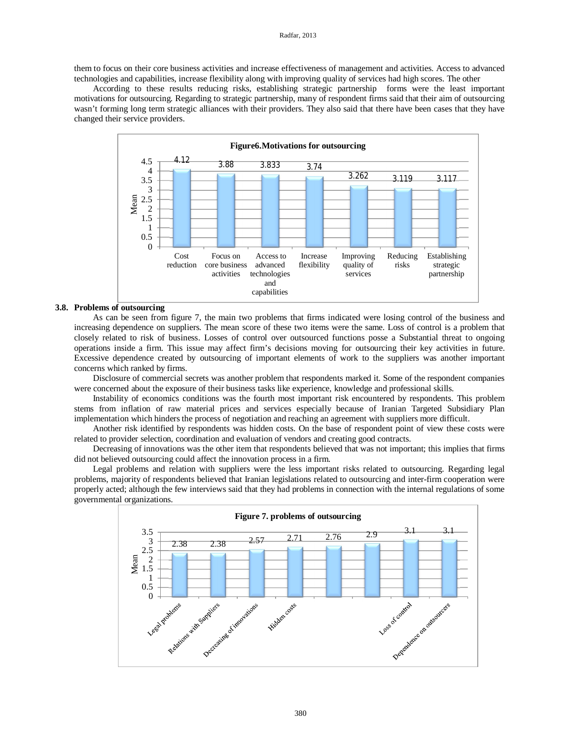them to focus on their core business activities and increase effectiveness of management and activities. Access to advanced technologies and capabilities, increase flexibility along with improving quality of services had high scores. The other

According to these results reducing risks, establishing strategic partnership forms were the least important motivations for outsourcing. Regarding to strategic partnership, many of respondent firms said that their aim of outsourcing wasn't forming long term strategic alliances with their providers. They also said that there have been cases that they have changed their service providers.

**Figure6.Motivations for outsourcing**

| Item | Mean |
|---|---|
| Cost reduction | 4.12 |
| Focus on core business activities | 3.88 |
| Access to advanced technologies and capabilities | 3.833 |
| Increase flexibility | 3.74 |
| Improving quality of services | 3.262 |
| Reducing risks | 3.119 |
| Establishing strategic partnership | 3.117 |

### 3.8. Problems of outsourcing

As can be seen from figure 7, the main two problems that firms indicated were losing control of the business and increasing dependence on suppliers. The mean score of these two items were the same. Loss of control is a problem that closely related to risk of business. Losses of control over outsourced functions posse a Substantial threat to ongoing operations inside a firm. This issue may affect firm's decisions moving for outsourcing their key activities in future. Excessive dependence created by outsourcing of important elements of work to the suppliers was another important concerns which ranked by firms.

Disclosure of commercial secrets was another problem that respondents marked it. Some of the respondent companies were concerned about the exposure of their business tasks like experience, knowledge and professional skills.

Instability of economics conditions was the fourth most important risk encountered by respondents. This problem stems from inflation of raw material prices and services especially because of Iranian Targeted Subsidiary Plan implementation which hinders the process of negotiation and reaching an agreement with suppliers more difficult.

Another risk identified by respondents was hidden costs. On the base of respondent point of view these costs were related to provider selection, coordination and evaluation of vendors and creating good contracts.

Decreasing of innovations was the other item that respondents believed that was not important; this implies that firms did not believed outsourcing could affect the innovation process in a firm.

Legal problems and relation with suppliers were the less important risks related to outsourcing. Regarding legal problems, majority of respondents believed that Iranian legislations related to outsourcing and inter-firm cooperation were properly acted; although the few interviews said that they had problems in connection with the internal regulations of some governmental organizations.

**Figure 7. problems of outsourcing**

| Item | Mean |
|---|---|
| Legal problems | 2.38 |
| Relations with Suppliers | 2.38 |
| Decreasing of innovations | 2.57 |
| Hidden costs | 2.71 |
| | 2.76 |
| | 2.9 |
| Loss of control | 3.1 |
| Dependence on outsourcers | 3.1 |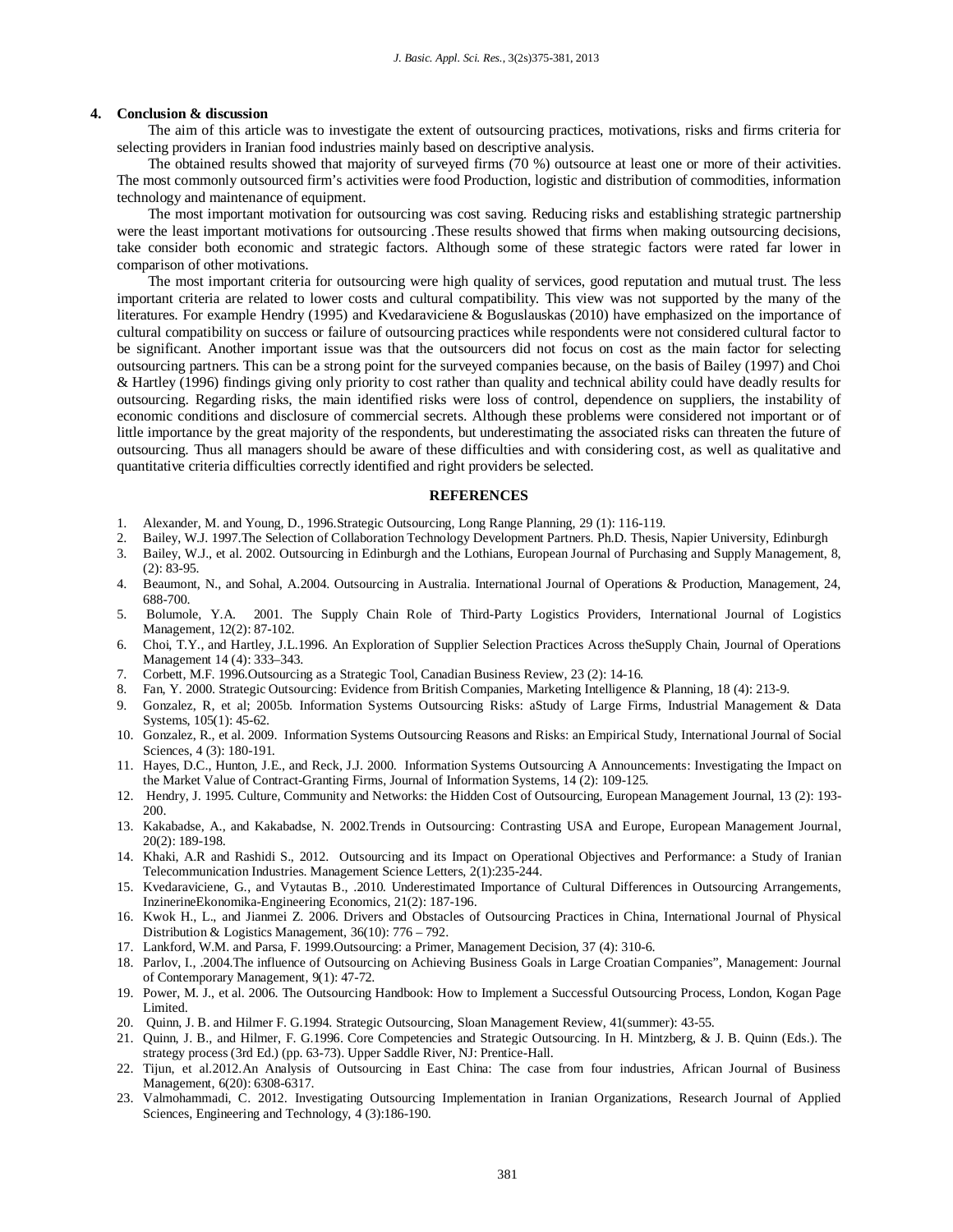## 4. Conclusion & discussion

The aim of this article was to investigate the extent of outsourcing practices, motivations, risks and firms criteria for selecting providers in Iranian food industries mainly based on descriptive analysis.

The obtained results showed that majority of surveyed firms (70 %) outsource at least one or more of their activities. The most commonly outsourced firm's activities were food Production, logistic and distribution of commodities, information technology and maintenance of equipment.

The most important motivation for outsourcing was cost saving. Reducing risks and establishing strategic partnership were the least important motivations for outsourcing .These results showed that firms when making outsourcing decisions, take consider both economic and strategic factors. Although some of these strategic factors were rated far lower in comparison of other motivations.

The most important criteria for outsourcing were high quality of services, good reputation and mutual trust. The less important criteria are related to lower costs and cultural compatibility. This view was not supported by the many of the literatures. For example Hendry (1995) and Kvedaraviciene & Boguslauskas (2010) have emphasized on the importance of cultural compatibility on success or failure of outsourcing practices while respondents were not considered cultural factor to be significant. Another important issue was that the outsourcers did not focus on cost as the main factor for selecting outsourcing partners. This can be a strong point for the surveyed companies because, on the basis of Bailey (1997) and Choi & Hartley (1996) findings giving only priority to cost rather than quality and technical ability could have deadly results for outsourcing. Regarding risks, the main identified risks were loss of control, dependence on suppliers, the instability of economic conditions and disclosure of commercial secrets. Although these problems were considered not important or of little importance by the great majority of the respondents, but underestimating the associated risks can threaten the future of outsourcing. Thus all managers should be aware of these difficulties and with considering cost, as well as qualitative and quantitative criteria difficulties correctly identified and right providers be selected.

## REFERENCES

1. Alexander, M. and Young, D., 1996.Strategic Outsourcing, Long Range Planning, 29 (1): 116-119.
2. Bailey, W.J. 1997.The Selection of Collaboration Technology Development Partners. Ph.D. Thesis, Napier University, Edinburgh
3. Bailey, W.J., et al. 2002. Outsourcing in Edinburgh and the Lothians, European Journal of Purchasing and Supply Management, 8, (2): 83-95.
4. Beaumont, N., and Sohal, A.2004. Outsourcing in Australia. International Journal of Operations & Production, Management, 24, 688-700.
5. Bolumole, Y.A. 2001. The Supply Chain Role of Third-Party Logistics Providers, International Journal of Logistics Management, 12(2): 87-102.
6. Choi, T.Y., and Hartley, J.L.1996. An Exploration of Supplier Selection Practices Across theSupply Chain, Journal of Operations Management 14 (4): 333–343.
7. Corbett, M.F. 1996.Outsourcing as a Strategic Tool, Canadian Business Review, 23 (2): 14-16.
8. Fan, Y. 2000. Strategic Outsourcing: Evidence from British Companies, Marketing Intelligence & Planning, 18 (4): 213-9.
9. Gonzalez, R, et al; 2005b. Information Systems Outsourcing Risks: aStudy of Large Firms, Industrial Management & Data Systems, 105(1): 45-62.
10. Gonzalez, R., et al. 2009. Information Systems Outsourcing Reasons and Risks: an Empirical Study, International Journal of Social Sciences, 4 (3): 180-191.
11. Hayes, D.C., Hunton, J.E., and Reck, J.J. 2000. Information Systems Outsourcing A Announcements: Investigating the Impact on the Market Value of Contract-Granting Firms, Journal of Information Systems, 14 (2): 109-125.
12. Hendry, J. 1995. Culture, Community and Networks: the Hidden Cost of Outsourcing, European Management Journal, 13 (2): 193-200.
13. Kakabadse, A., and Kakabadse, N. 2002.Trends in Outsourcing: Contrasting USA and Europe, European Management Journal, 20(2): 189-198.
14. Khaki, A.R and Rashidi S., 2012. Outsourcing and its Impact on Operational Objectives and Performance: a Study of Iranian Telecommunication Industries. Management Science Letters, 2(1):235-244.
15. Kvedaraviciene, G., and Vytautas B., .2010. Underestimated Importance of Cultural Differences in Outsourcing Arrangements, InzinerineEkonomika-Engineering Economics, 21(2): 187-196.
16. Kwok H., L., and Jianmei Z. 2006. Drivers and Obstacles of Outsourcing Practices in China, International Journal of Physical Distribution & Logistics Management, 36(10): 776 – 792.
17. Lankford, W.M. and Parsa, F. 1999.Outsourcing: a Primer, Management Decision, 37 (4): 310-6.
18. Parlov, I., .2004.The influence of Outsourcing on Achieving Business Goals in Large Croatian Companies", Management: Journal of Contemporary Management, 9(1): 47-72.
19. Power, M. J., et al. 2006. The Outsourcing Handbook: How to Implement a Successful Outsourcing Process, London, Kogan Page Limited.
20. Quinn, J. B. and Hilmer F. G.1994. Strategic Outsourcing, Sloan Management Review, 41(summer): 43-55.
21. Quinn, J. B., and Hilmer, F. G.1996. Core Competencies and Strategic Outsourcing. In H. Mintzberg, & J. B. Quinn (Eds.). The strategy process (3rd Ed.) (pp. 63-73). Upper Saddle River, NJ: Prentice-Hall.
22. Tijun, et al.2012.An Analysis of Outsourcing in East China: The case from four industries, African Journal of Business Management, 6(20): 6308-6317.
23. Valmohammadi, C. 2012. Investigating Outsourcing Implementation in Iranian Organizations, Research Journal of Applied Sciences, Engineering and Technology, 4 (3):186-190.